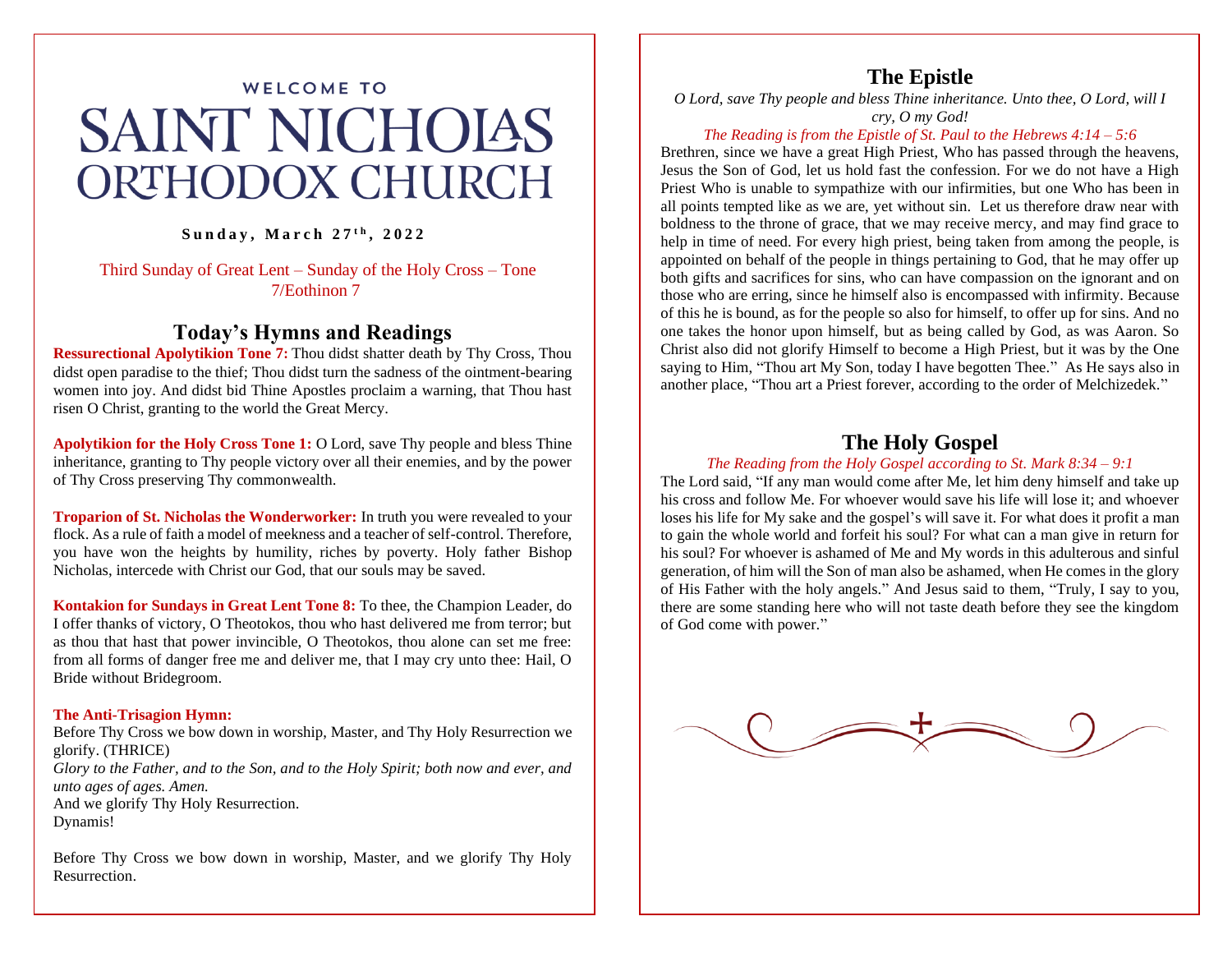WELCOME TO

# SAINT NICHOLAS ORTHODOX CHURCH

**Sunday, March 27th, 2022**

Third Sunday of Great Lent – Sunday of the Holy Cross – Tone 7/Eothinon 7

## Today's Hymns and Readings

**Ressurectional Apolytikion Tone 7:** Thou didst shatter death by Thy Cross, Thou didst open paradise to the thief; Thou didst turn the sadness of the ointment-bearing women into joy. And didst bid Thine Apostles proclaim a warning, that Thou hast risen O Christ, granting to the world the Great Mercy.

**Apolytikion for the Holy Cross Tone 1:** O Lord, save Thy people and bless Thine inheritance, granting to Thy people victory over all their enemies, and by the power of Thy Cross preserving Thy commonwealth.

**Troparion of St. Nicholas the Wonderworker:** In truth you were revealed to your flock. As a rule of faith a model of meekness and a teacher of self-control. Therefore, you have won the heights by humility, riches by poverty. Holy father Bishop Nicholas, intercede with Christ our God, that our souls may be saved.

**Kontakion for Sundays in Great Lent Tone 8:** To thee, the Champion Leader, do I offer thanks of victory, O Theotokos, thou who hast delivered me from terror; but as thou that hast that power invincible, O Theotokos, thou alone can set me free: from all forms of danger free me and deliver me, that I may cry unto thee: Hail, O Bride without Bridegroom.

**The Anti-Trisagion Hymn:**
Before Thy Cross we bow down in worship, Master, and Thy Holy Resurrection we glorify. (THRICE)
*Glory to the Father, and to the Son, and to the Holy Spirit; both now and ever, and unto ages of ages. Amen.*
And we glorify Thy Holy Resurrection.
Dynamis!

Before Thy Cross we bow down in worship, Master, and we glorify Thy Holy Resurrection.

## The Epistle

*O Lord, save Thy people and bless Thine inheritance. Unto thee, O Lord, will I cry, O my God!*

*The Reading is from the Epistle of St. Paul to the Hebrews 4:14 – 5:6*

Brethren, since we have a great High Priest, Who has passed through the heavens, Jesus the Son of God, let us hold fast the confession. For we do not have a High Priest Who is unable to sympathize with our infirmities, but one Who has been in all points tempted like as we are, yet without sin. Let us therefore draw near with boldness to the throne of grace, that we may receive mercy, and may find grace to help in time of need. For every high priest, being taken from among the people, is appointed on behalf of the people in things pertaining to God, that he may offer up both gifts and sacrifices for sins, who can have compassion on the ignorant and on those who are erring, since he himself also is encompassed with infirmity. Because of this he is bound, as for the people so also for himself, to offer up for sins. And no one takes the honor upon himself, but as being called by God, as was Aaron. So Christ also did not glorify Himself to become a High Priest, but it was by the One saying to Him, "Thou art My Son, today I have begotten Thee." As He says also in another place, "Thou art a Priest forever, according to the order of Melchizedek."

## The Holy Gospel

*The Reading from the Holy Gospel according to St. Mark 8:34 – 9:1*

The Lord said, "If any man would come after Me, let him deny himself and take up his cross and follow Me. For whoever would save his life will lose it; and whoever loses his life for My sake and the gospel's will save it. For what does it profit a man to gain the whole world and forfeit his soul? For what can a man give in return for his soul? For whoever is ashamed of Me and My words in this adulterous and sinful generation, of him will the Son of man also be ashamed, when He comes in the glory of His Father with the holy angels." And Jesus said to them, "Truly, I say to you, there are some standing here who will not taste death before they see the kingdom of God come with power."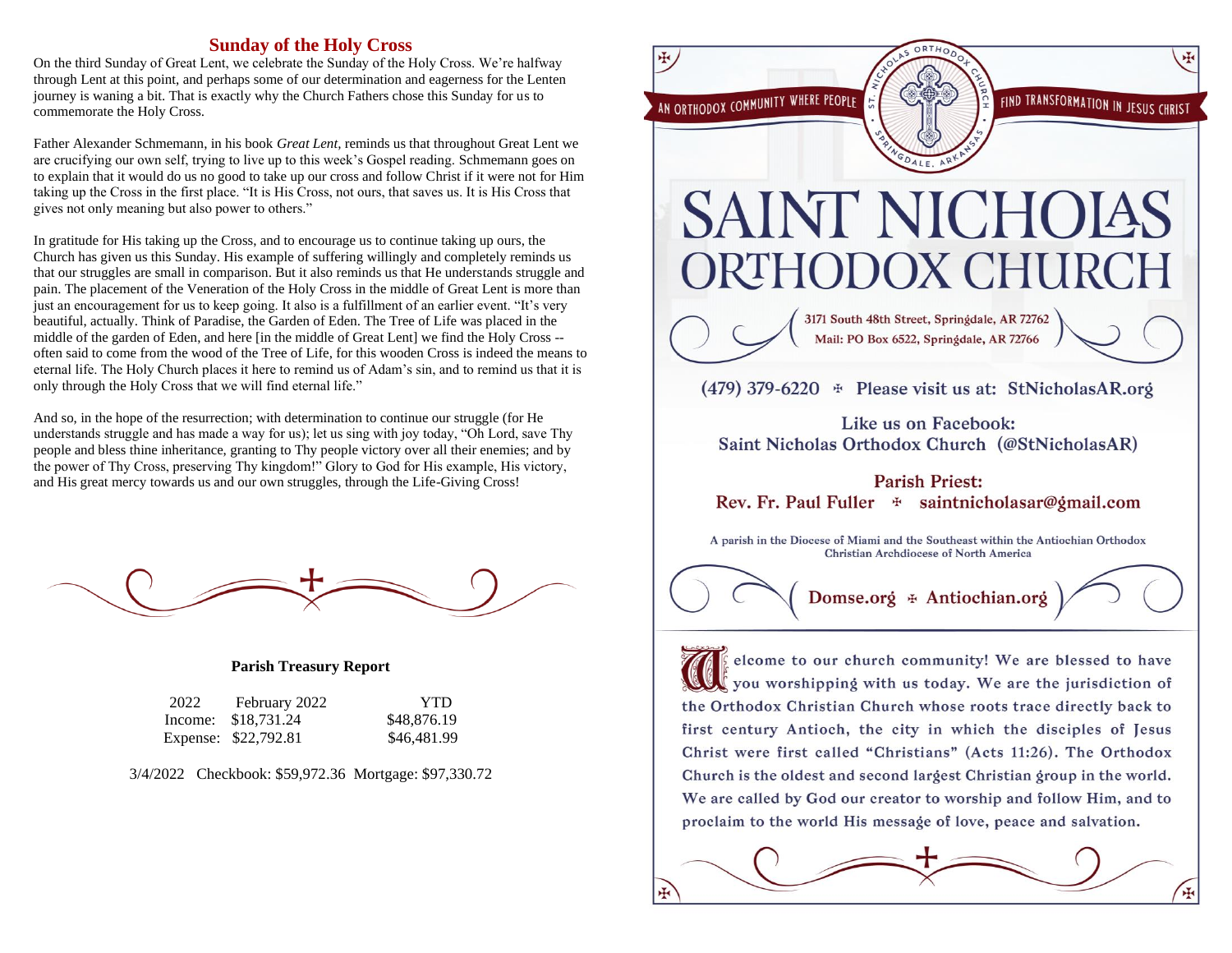## Sunday of the Holy Cross

On the third Sunday of Great Lent, we celebrate the Sunday of the Holy Cross. We're halfway through Lent at this point, and perhaps some of our determination and eagerness for the Lenten journey is waning a bit. That is exactly why the Church Fathers chose this Sunday for us to commemorate the Holy Cross.

Father Alexander Schmemann, in his book *Great Lent*, reminds us that throughout Great Lent we are crucifying our own self, trying to live up to this week's Gospel reading. Schmemann goes on to explain that it would do us no good to take up our cross and follow Christ if it were not for Him taking up the Cross in the first place. "It is His Cross, not ours, that saves us. It is His Cross that gives not only meaning but also power to others."

In gratitude for His taking up the Cross, and to encourage us to continue taking up ours, the Church has given us this Sunday. His example of suffering willingly and completely reminds us that our struggles are small in comparison. But it also reminds us that He understands struggle and pain. The placement of the Veneration of the Holy Cross in the middle of Great Lent is more than just an encouragement for us to keep going. It also is a fulfillment of an earlier event. "It's very beautiful, actually. Think of Paradise, the Garden of Eden. The Tree of Life was placed in the middle of the garden of Eden, and here [in the middle of Great Lent] we find the Holy Cross -- often said to come from the wood of the Tree of Life, for this wooden Cross is indeed the means to eternal life. The Holy Church places it here to remind us of Adam's sin, and to remind us that it is only through the Holy Cross that we will find eternal life."

And so, in the hope of the resurrection; with determination to continue our struggle (for He understands struggle and has made a way for us); let us sing with joy today, "Oh Lord, save Thy people and bless thine inheritance, granting to Thy people victory over all their enemies; and by the power of Thy Cross, preserving Thy kingdom!" Glory to God for His example, His victory, and His great mercy towards us and our own struggles, through the Life-Giving Cross!

**Parish Treasury Report**

| 2022 | February 2022 | YTD |
|---|---|---|
| Income: | $18,731.24 | $48,876.19 |
| Expense: | $22,792.81 | $46,481.99 |

3/4/2022 Checkbook: $59,972.36 Mortgage: $97,330.72

AN ORTHODOX COMMUNITY WHERE PEOPLE FIND TRANSFORMATION IN JESUS CHRIST

ST. NICHOLAS ORTHODOX CHURCH • SPRINGDALE, ARKANSAS

# SAINT NICHOLAS ORTHODOX CHURCH

3171 South 48th Street, Springdale, AR 72762
Mail: PO Box 6522, Springdale, AR 72766

(479) 379-6220 ✠ Please visit us at: StNicholasAR.org

Like us on Facebook:
Saint Nicholas Orthodox Church (@StNicholasAR)

Parish Priest:
Rev. Fr. Paul Fuller ✠ saintnicholasar@gmail.com

A parish in the Diocese of Miami and the Southeast within the Antiochian Orthodox Christian Archdiocese of North America

Domse.org ✠ Antiochian.org

Welcome to our church community! We are blessed to have you worshipping with us today. We are the jurisdiction of the Orthodox Christian Church whose roots trace directly back to first century Antioch, the city in which the disciples of Jesus Christ were first called "Christians" (Acts 11:26). The Orthodox Church is the oldest and second largest Christian group in the world. We are called by God our creator to worship and follow Him, and to proclaim to the world His message of love, peace and salvation.